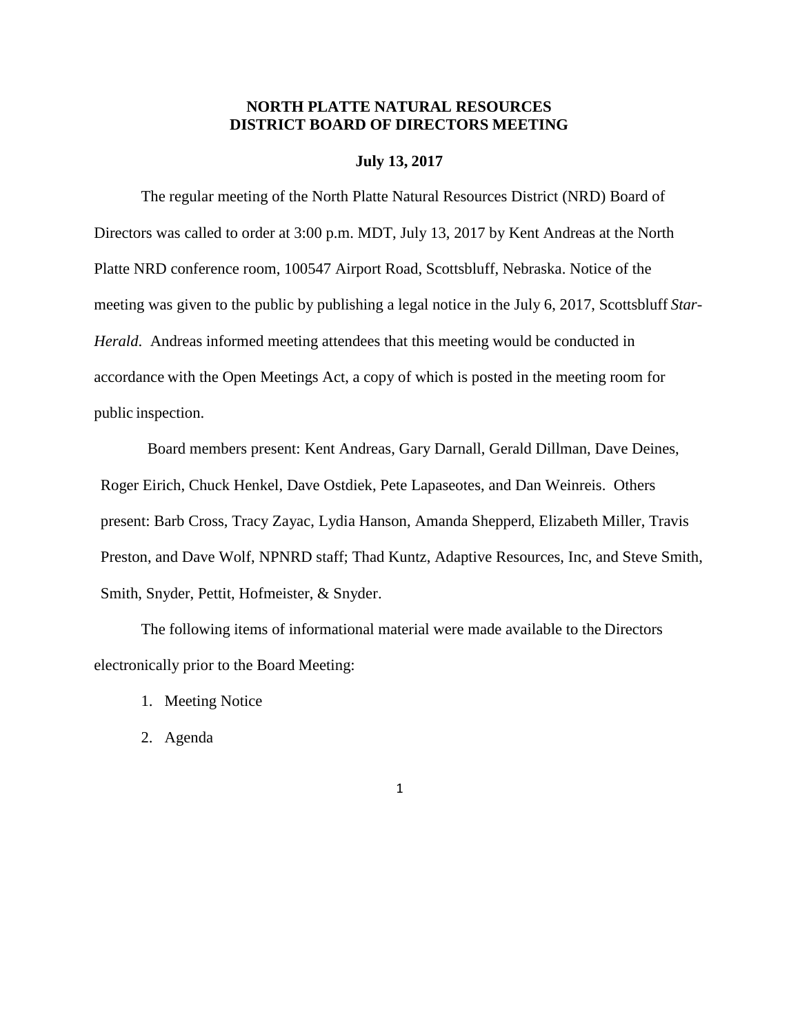# NORTH PLATTE NATURAL RESOURCES DISTRICT BOARD OF DIRECTORS MEETING

**July 13, 2017**

The regular meeting of the North Platte Natural Resources District (NRD) Board of Directors was called to order at 3:00 p.m. MDT, July 13, 2017 by Kent Andreas at the North Platte NRD conference room, 100547 Airport Road, Scottsbluff, Nebraska. Notice of the meeting was given to the public by publishing a legal notice in the July 6, 2017, Scottsbluff *Star-Herald*. Andreas informed meeting attendees that this meeting would be conducted in accordance with the Open Meetings Act, a copy of which is posted in the meeting room for public inspection.

Board members present: Kent Andreas, Gary Darnall, Gerald Dillman, Dave Deines, Roger Eirich, Chuck Henkel, Dave Ostdiek, Pete Lapaseotes, and Dan Weinreis. Others present: Barb Cross, Tracy Zayac, Lydia Hanson, Amanda Shepperd, Elizabeth Miller, Travis Preston, and Dave Wolf, NPNRD staff; Thad Kuntz, Adaptive Resources, Inc, and Steve Smith, Smith, Snyder, Pettit, Hofmeister, & Snyder.

The following items of informational material were made available to the Directors electronically prior to the Board Meeting:

1. Meeting Notice
2. Agenda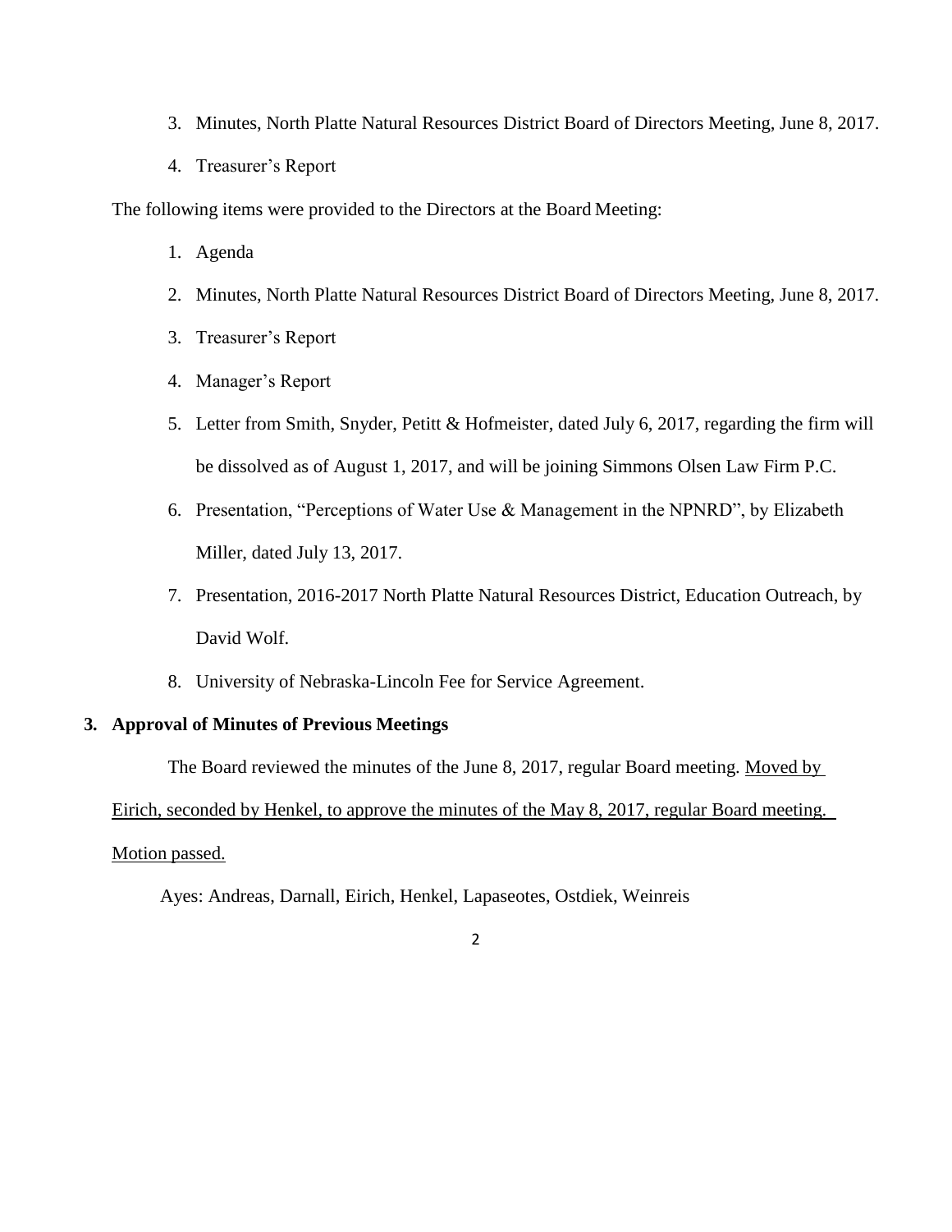3. Minutes, North Platte Natural Resources District Board of Directors Meeting, June 8, 2017.
4. Treasurer's Report

The following items were provided to the Directors at the Board Meeting:

1. Agenda
2. Minutes, North Platte Natural Resources District Board of Directors Meeting, June 8, 2017.
3. Treasurer's Report
4. Manager's Report
5. Letter from Smith, Snyder, Petitt & Hofmeister, dated July 6, 2017, regarding the firm will be dissolved as of August 1, 2017, and will be joining Simmons Olsen Law Firm P.C.
6. Presentation, "Perceptions of Water Use & Management in the NPNRD", by Elizabeth Miller, dated July 13, 2017.
7. Presentation, 2016-2017 North Platte Natural Resources District, Education Outreach, by David Wolf.
8. University of Nebraska-Lincoln Fee for Service Agreement.

**3. Approval of Minutes of Previous Meetings**

The Board reviewed the minutes of the June 8, 2017, regular Board meeting. <u>Moved by Eirich, seconded by Henkel, to approve the minutes of the May 8, 2017, regular Board meeting. Motion passed.</u>

Ayes: Andreas, Darnall, Eirich, Henkel, Lapaseotes, Ostdiek, Weinreis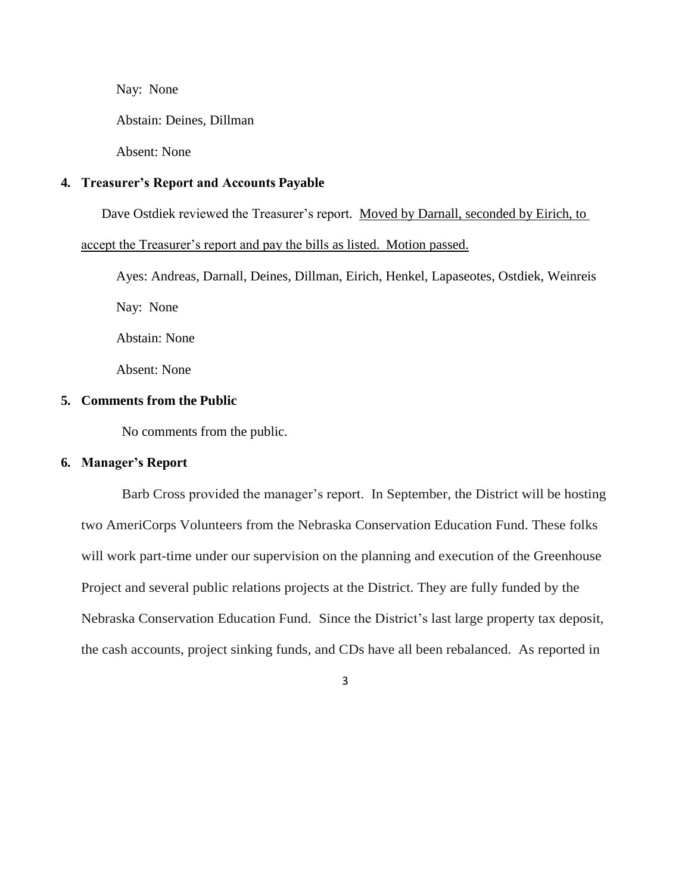Nay: None

Abstain: Deines, Dillman

Absent: None

**4. Treasurer's Report and Accounts Payable**

Dave Ostdiek reviewed the Treasurer's report. <u>Moved by Darnall, seconded by Eirich, to accept the Treasurer's report and pay the bills as listed. Motion passed.</u>

Ayes: Andreas, Darnall, Deines, Dillman, Eirich, Henkel, Lapaseotes, Ostdiek, Weinreis

Nay: None

Abstain: None

Absent: None

**5. Comments from the Public**

No comments from the public.

**6. Manager's Report**

Barb Cross provided the manager's report. In September, the District will be hosting two AmeriCorps Volunteers from the Nebraska Conservation Education Fund. These folks will work part-time under our supervision on the planning and execution of the Greenhouse Project and several public relations projects at the District. They are fully funded by the Nebraska Conservation Education Fund. Since the District's last large property tax deposit, the cash accounts, project sinking funds, and CDs have all been rebalanced. As reported in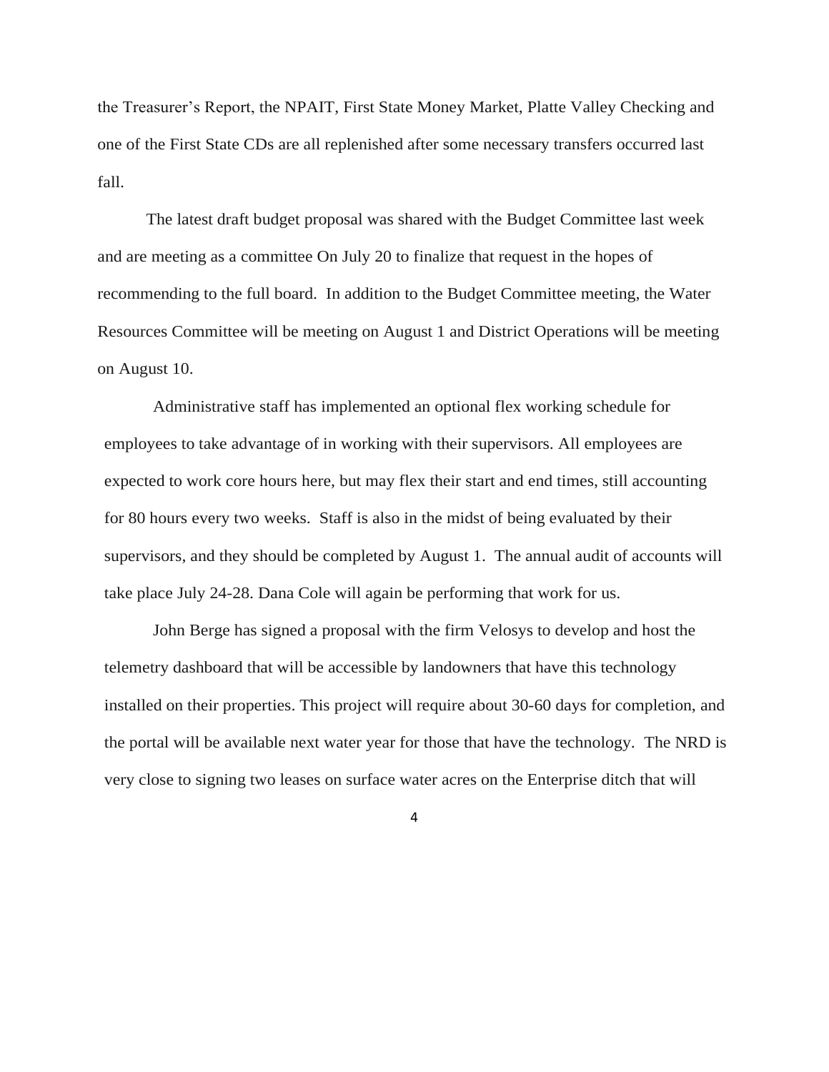the Treasurer's Report, the NPAIT, First State Money Market, Platte Valley Checking and one of the First State CDs are all replenished after some necessary transfers occurred last fall.

The latest draft budget proposal was shared with the Budget Committee last week and are meeting as a committee On July 20 to finalize that request in the hopes of recommending to the full board. In addition to the Budget Committee meeting, the Water Resources Committee will be meeting on August 1 and District Operations will be meeting on August 10.

Administrative staff has implemented an optional flex working schedule for employees to take advantage of in working with their supervisors. All employees are expected to work core hours here, but may flex their start and end times, still accounting for 80 hours every two weeks. Staff is also in the midst of being evaluated by their supervisors, and they should be completed by August 1. The annual audit of accounts will take place July 24-28. Dana Cole will again be performing that work for us.

John Berge has signed a proposal with the firm Velosys to develop and host the telemetry dashboard that will be accessible by landowners that have this technology installed on their properties. This project will require about 30-60 days for completion, and the portal will be available next water year for those that have the technology. The NRD is very close to signing two leases on surface water acres on the Enterprise ditch that will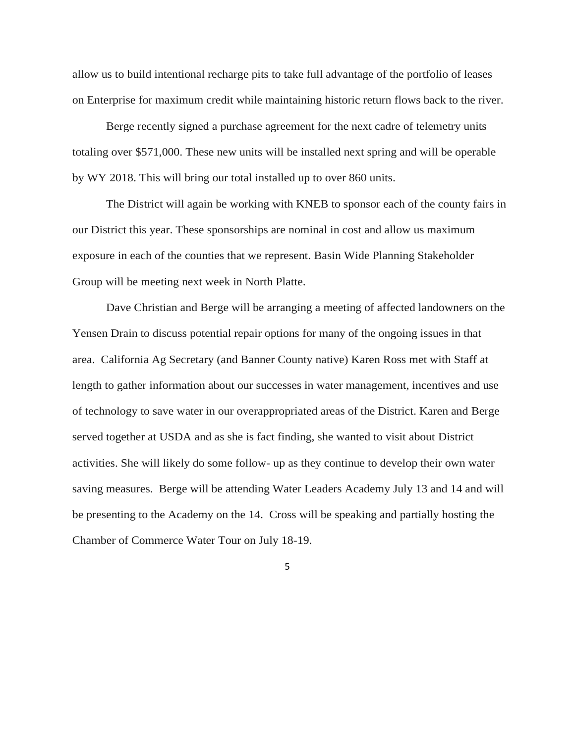allow us to build intentional recharge pits to take full advantage of the portfolio of leases on Enterprise for maximum credit while maintaining historic return flows back to the river.

Berge recently signed a purchase agreement for the next cadre of telemetry units totaling over $571,000. These new units will be installed next spring and will be operable by WY 2018. This will bring our total installed up to over 860 units.

The District will again be working with KNEB to sponsor each of the county fairs in our District this year. These sponsorships are nominal in cost and allow us maximum exposure in each of the counties that we represent. Basin Wide Planning Stakeholder Group will be meeting next week in North Platte.

Dave Christian and Berge will be arranging a meeting of affected landowners on the Yensen Drain to discuss potential repair options for many of the ongoing issues in that area. California Ag Secretary (and Banner County native) Karen Ross met with Staff at length to gather information about our successes in water management, incentives and use of technology to save water in our overappropriated areas of the District. Karen and Berge served together at USDA and as she is fact finding, she wanted to visit about District activities. She will likely do some follow- up as they continue to develop their own water saving measures. Berge will be attending Water Leaders Academy July 13 and 14 and will be presenting to the Academy on the 14. Cross will be speaking and partially hosting the Chamber of Commerce Water Tour on July 18-19.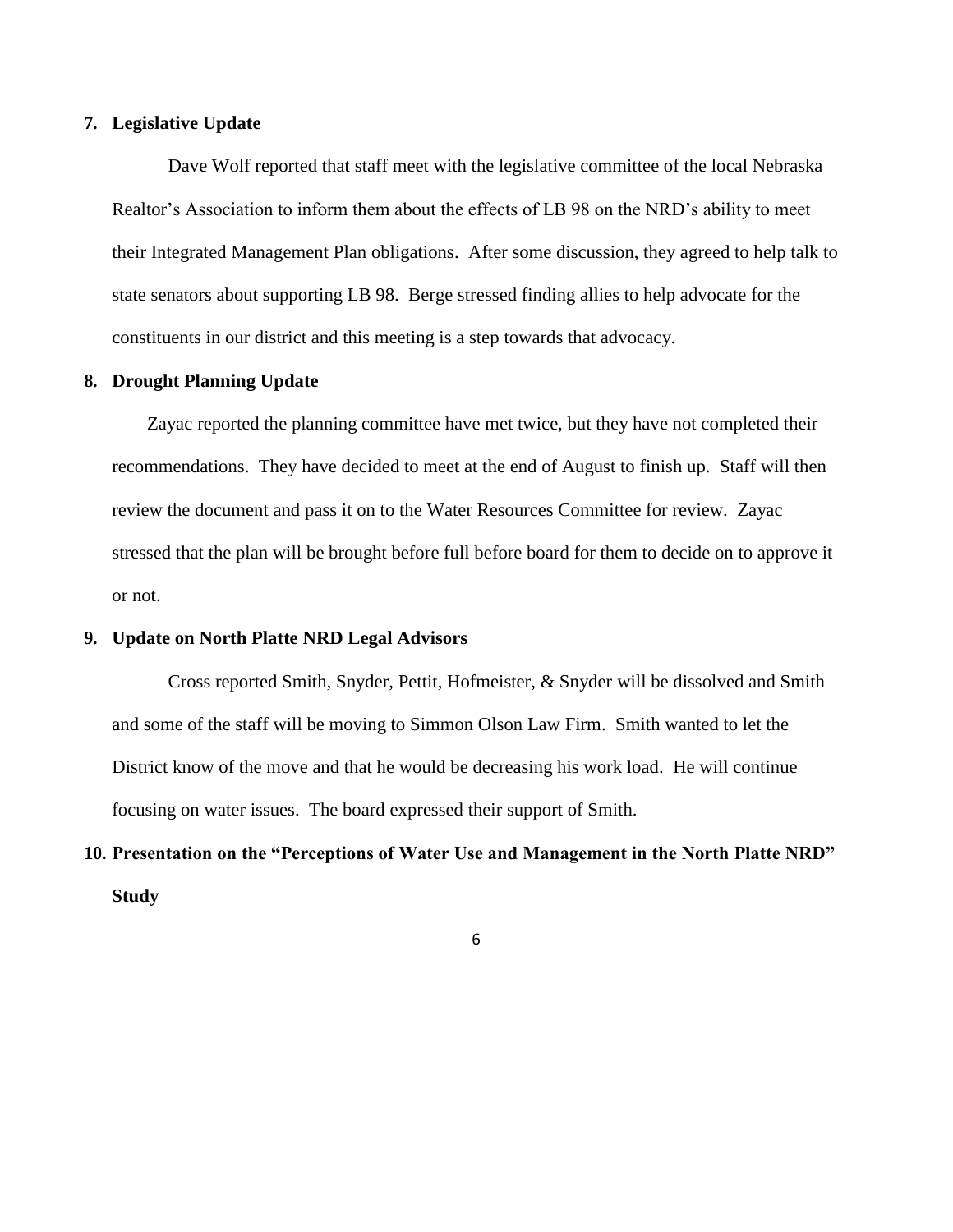**7. Legislative Update**

Dave Wolf reported that staff meet with the legislative committee of the local Nebraska Realtor's Association to inform them about the effects of LB 98 on the NRD's ability to meet their Integrated Management Plan obligations. After some discussion, they agreed to help talk to state senators about supporting LB 98. Berge stressed finding allies to help advocate for the constituents in our district and this meeting is a step towards that advocacy.

**8. Drought Planning Update**

Zayac reported the planning committee have met twice, but they have not completed their recommendations. They have decided to meet at the end of August to finish up. Staff will then review the document and pass it on to the Water Resources Committee for review. Zayac stressed that the plan will be brought before full before board for them to decide on to approve it or not.

**9. Update on North Platte NRD Legal Advisors**

Cross reported Smith, Snyder, Pettit, Hofmeister, & Snyder will be dissolved and Smith and some of the staff will be moving to Simmon Olson Law Firm. Smith wanted to let the District know of the move and that he would be decreasing his work load. He will continue focusing on water issues. The board expressed their support of Smith.

**10. Presentation on the "Perceptions of Water Use and Management in the North Platte NRD" Study**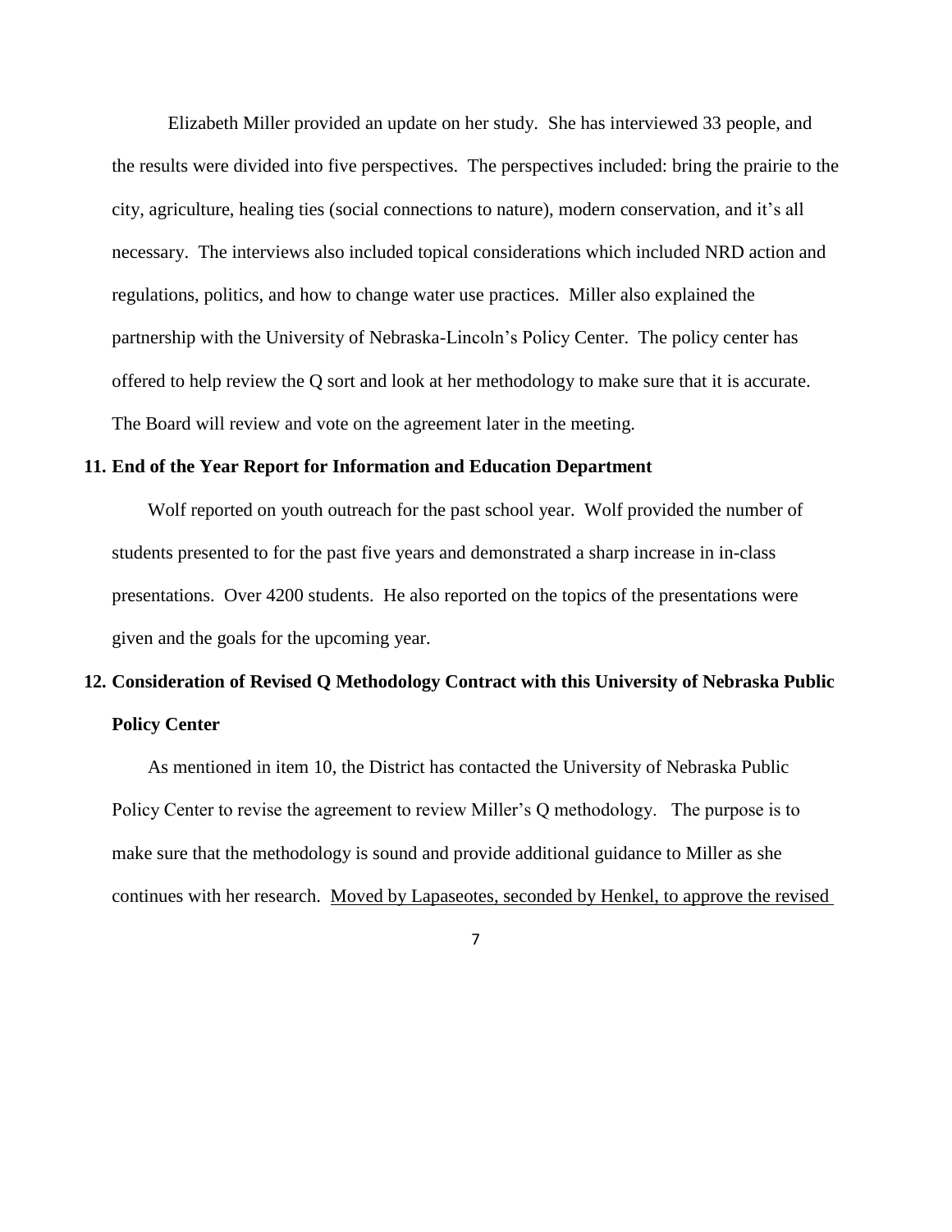Elizabeth Miller provided an update on her study. She has interviewed 33 people, and the results were divided into five perspectives. The perspectives included: bring the prairie to the city, agriculture, healing ties (social connections to nature), modern conservation, and it's all necessary. The interviews also included topical considerations which included NRD action and regulations, politics, and how to change water use practices. Miller also explained the partnership with the University of Nebraska-Lincoln's Policy Center. The policy center has offered to help review the Q sort and look at her methodology to make sure that it is accurate. The Board will review and vote on the agreement later in the meeting.

**11. End of the Year Report for Information and Education Department**

Wolf reported on youth outreach for the past school year. Wolf provided the number of students presented to for the past five years and demonstrated a sharp increase in in-class presentations. Over 4200 students. He also reported on the topics of the presentations were given and the goals for the upcoming year.

**12. Consideration of Revised Q Methodology Contract with this University of Nebraska Public Policy Center**

As mentioned in item 10, the District has contacted the University of Nebraska Public Policy Center to revise the agreement to review Miller's Q methodology. The purpose is to make sure that the methodology is sound and provide additional guidance to Miller as she continues with her research. <u>Moved by Lapaseotes, seconded by Henkel, to approve the revised</u>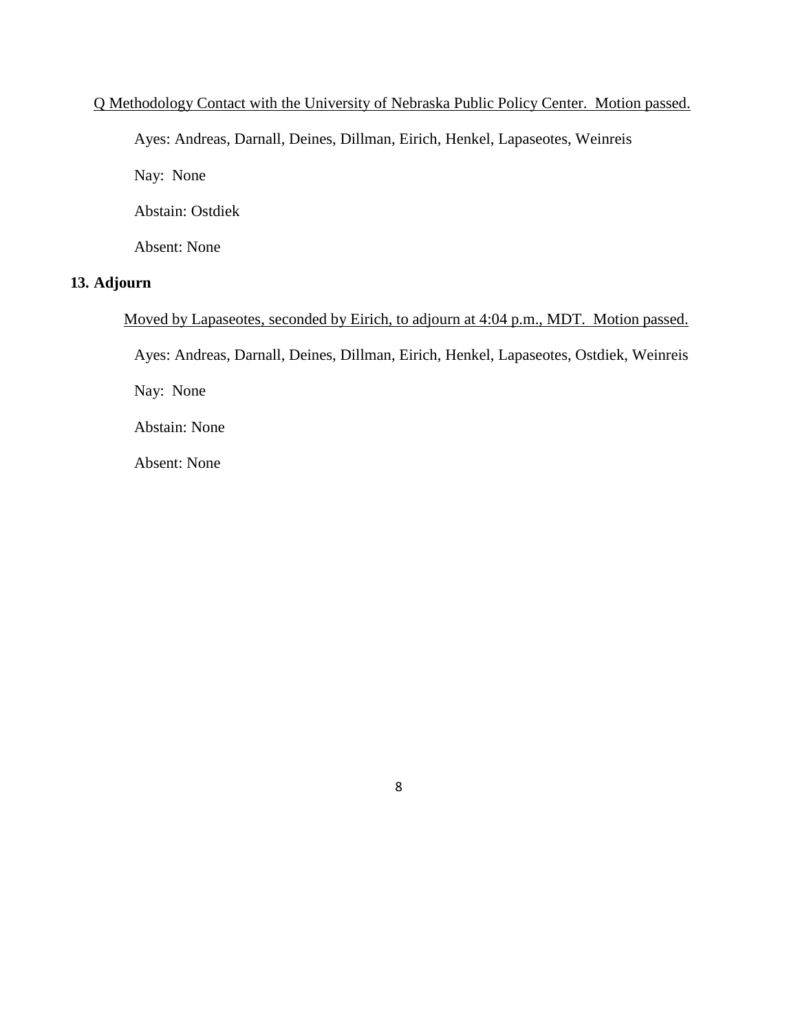Q Methodology Contact with the University of Nebraska Public Policy Center. Motion passed.

Ayes: Andreas, Darnall, Deines, Dillman, Eirich, Henkel, Lapaseotes, Weinreis

Nay: None

Abstain: Ostdiek

Absent: None

## 13. Adjourn

Moved by Lapaseotes, seconded by Eirich, to adjourn at 4:04 p.m., MDT. Motion passed.

Ayes: Andreas, Darnall, Deines, Dillman, Eirich, Henkel, Lapaseotes, Ostdiek, Weinreis

Nay: None

Abstain: None

Absent: None